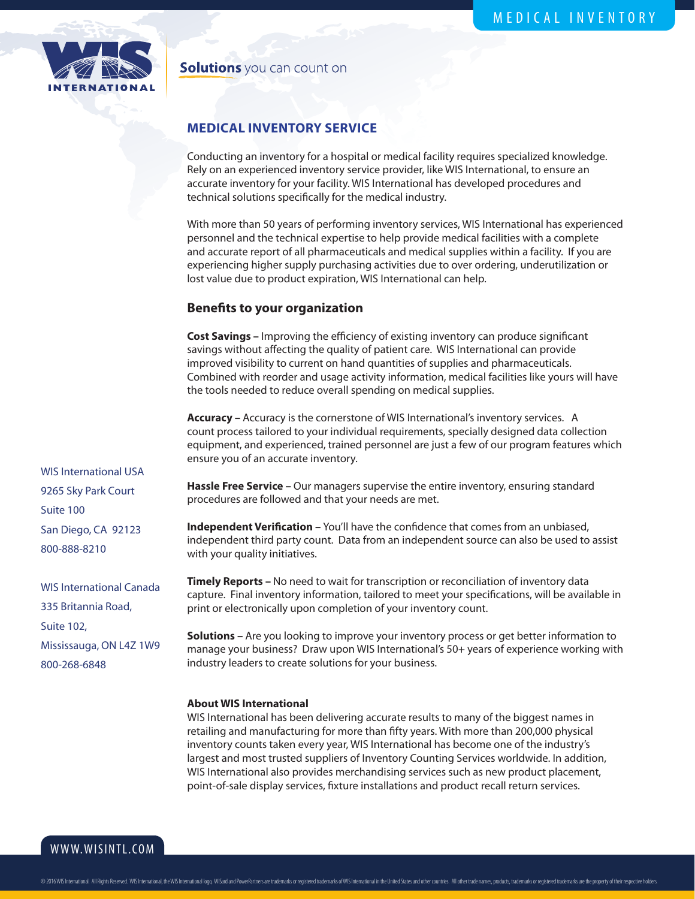MEDICAL INVENTORY

**Solutions** you can count on

## MEDICAL INVENTORY SERVICE

Conducting an inventory for a hospital or medical facility requires specialized knowledge. Rely on an experienced inventory service provider, like WIS International, to ensure an accurate inventory for your facility. WIS International has developed procedures and technical solutions specifically for the medical industry.

With more than 50 years of performing inventory services, WIS International has experienced personnel and the technical expertise to help provide medical facilities with a complete and accurate report of all pharmaceuticals and medical supplies within a facility. If you are experiencing higher supply purchasing activities due to over ordering, underutilization or lost value due to product expiration, WIS International can help.

### Benefits to your organization

**Cost Savings –** Improving the efficiency of existing inventory can produce significant savings without affecting the quality of patient care. WIS International can provide improved visibility to current on hand quantities of supplies and pharmaceuticals. Combined with reorder and usage activity information, medical facilities like yours will have the tools needed to reduce overall spending on medical supplies.

**Accuracy –** Accuracy is the cornerstone of WIS International's inventory services. A count process tailored to your individual requirements, specially designed data collection equipment, and experienced, trained personnel are just a few of our program features which ensure you of an accurate inventory.

**Hassle Free Service –** Our managers supervise the entire inventory, ensuring standard procedures are followed and that your needs are met.

**Independent Verification –** You'll have the confidence that comes from an unbiased, independent third party count. Data from an independent source can also be used to assist with your quality initiatives.

**Timely Reports –** No need to wait for transcription or reconciliation of inventory data capture. Final inventory information, tailored to meet your specifications, will be available in print or electronically upon completion of your inventory count.

**Solutions –** Are you looking to improve your inventory process or get better information to manage your business? Draw upon WIS International's 50+ years of experience working with industry leaders to create solutions for your business.

**About WIS International**

WIS International has been delivering accurate results to many of the biggest names in retailing and manufacturing for more than fifty years. With more than 200,000 physical inventory counts taken every year, WIS International has become one of the industry's largest and most trusted suppliers of Inventory Counting Services worldwide. In addition, WIS International also provides merchandising services such as new product placement, point-of-sale display services, fixture installations and product recall return services.

WIS International USA
9265 Sky Park Court
Suite 100
San Diego, CA 92123
800-888-8210

WIS International Canada
335 Britannia Road,
Suite 102,
Mississauga, ON L4Z 1W9
800-268-6848

WWW.WISINTL.COM

© 2016 WIS International. All Rights Reserved. WIS International, the WIS International logo, WISard and PowerPartners are trademarks or registered trademarks of WIS International in the United States and other countries. All other trade names, products, trademarks or registered trademarks are the property of their respective holders.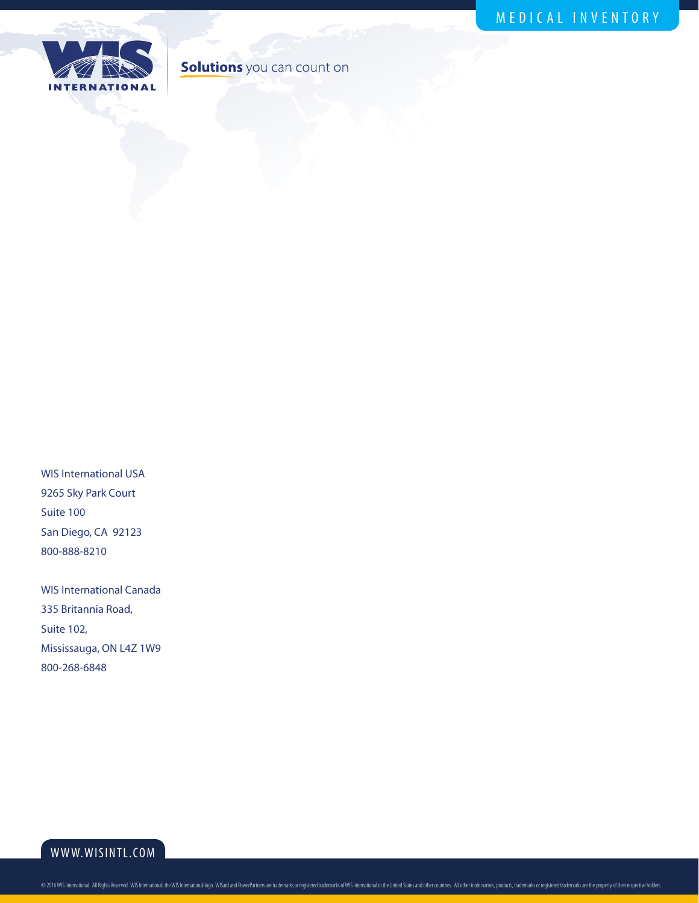MEDICAL INVENTORY

WIS INTERNATIONAL

**Solutions** you can count on

WIS International USA
9265 Sky Park Court
Suite 100
San Diego, CA 92123
800-888-8210

WIS International Canada
335 Britannia Road,
Suite 102,
Mississauga, ON L4Z 1W9
800-268-6848

WWW.WISINTL.COM

© 2016 WIS International. All Rights Reserved. WIS International, the WIS International logo, WISard and PowerPartners are trademarks or registered trademarks of WIS International in the United States and other countries. All other trade names, products, trademarks or registered trademarks are the property of their respective holders.